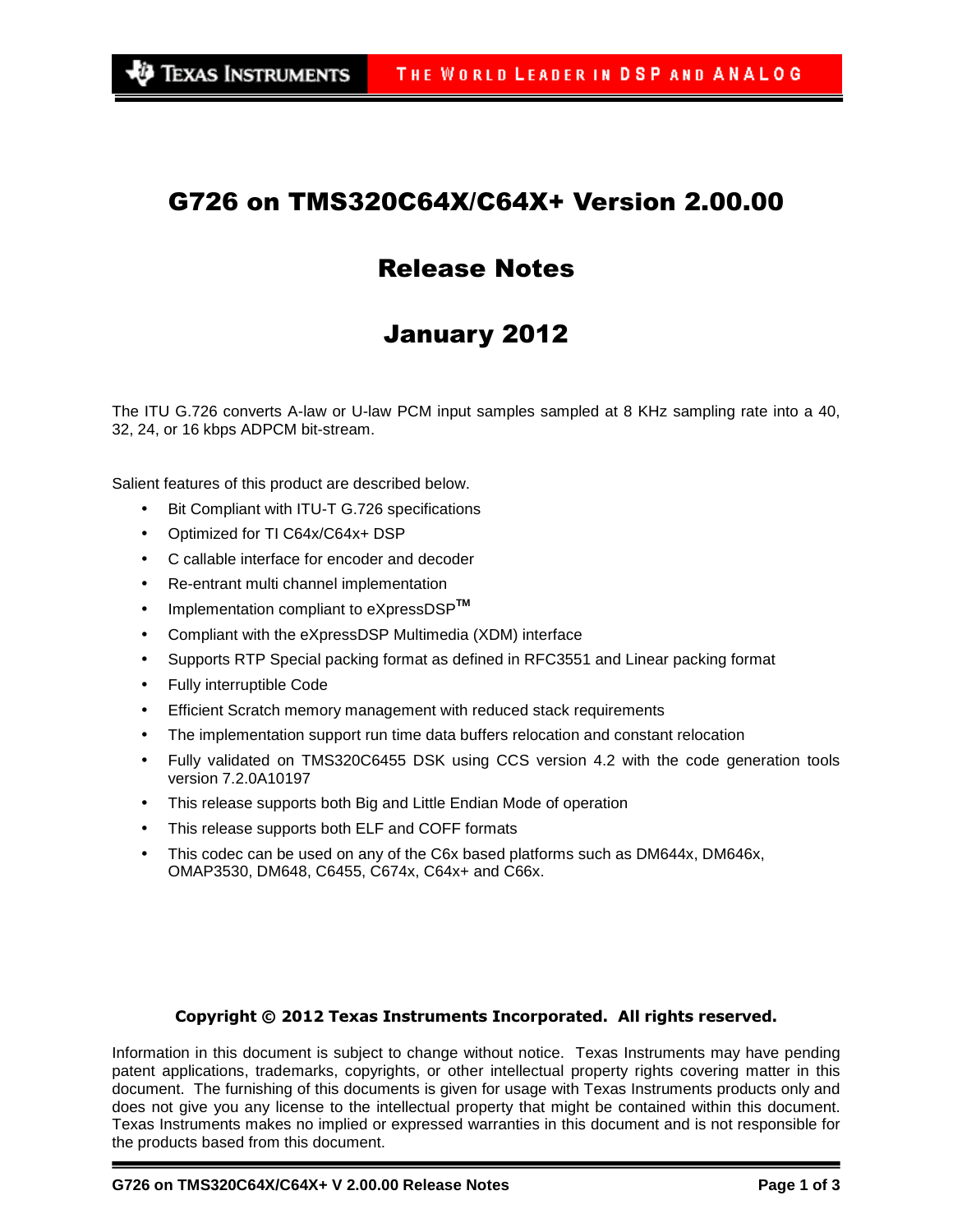# G726 on TMS320C64X/C64X+ Version 2.00.00

## Release Notes

## January 2012

The ITU G.726 converts A-law or U-law PCM input samples sampled at 8 KHz sampling rate into a 40, 32, 24, or 16 kbps ADPCM bit-stream.

Salient features of this product are described below.

- Bit Compliant with ITU-T G.726 specifications
- Optimized for TI C64x/C64x+ DSP
- C callable interface for encoder and decoder
- Re-entrant multi channel implementation
- Implementation compliant to eXpressDSP™
- Compliant with the eXpressDSP Multimedia (XDM) interface
- Supports RTP Special packing format as defined in RFC3551 and Linear packing format
- Fully interruptible Code
- Efficient Scratch memory management with reduced stack requirements
- The implementation support run time data buffers relocation and constant relocation
- Fully validated on TMS320C6455 DSK using CCS version 4.2 with the code generation tools version 7.2.0A10197
- This release supports both Big and Little Endian Mode of operation
- This release supports both ELF and COFF formats
- This codec can be used on any of the C6x based platforms such as DM644x, DM646x, OMAP3530, DM648, C6455, C674x, C64x+ and C66x.

**Copyright © 2012 Texas Instruments Incorporated. All rights reserved.**

Information in this document is subject to change without notice. Texas Instruments may have pending patent applications, trademarks, copyrights, or other intellectual property rights covering matter in this document. The furnishing of this documents is given for usage with Texas Instruments products only and does not give you any license to the intellectual property that might be contained within this document. Texas Instruments makes no implied or expressed warranties in this document and is not responsible for the products based from this document.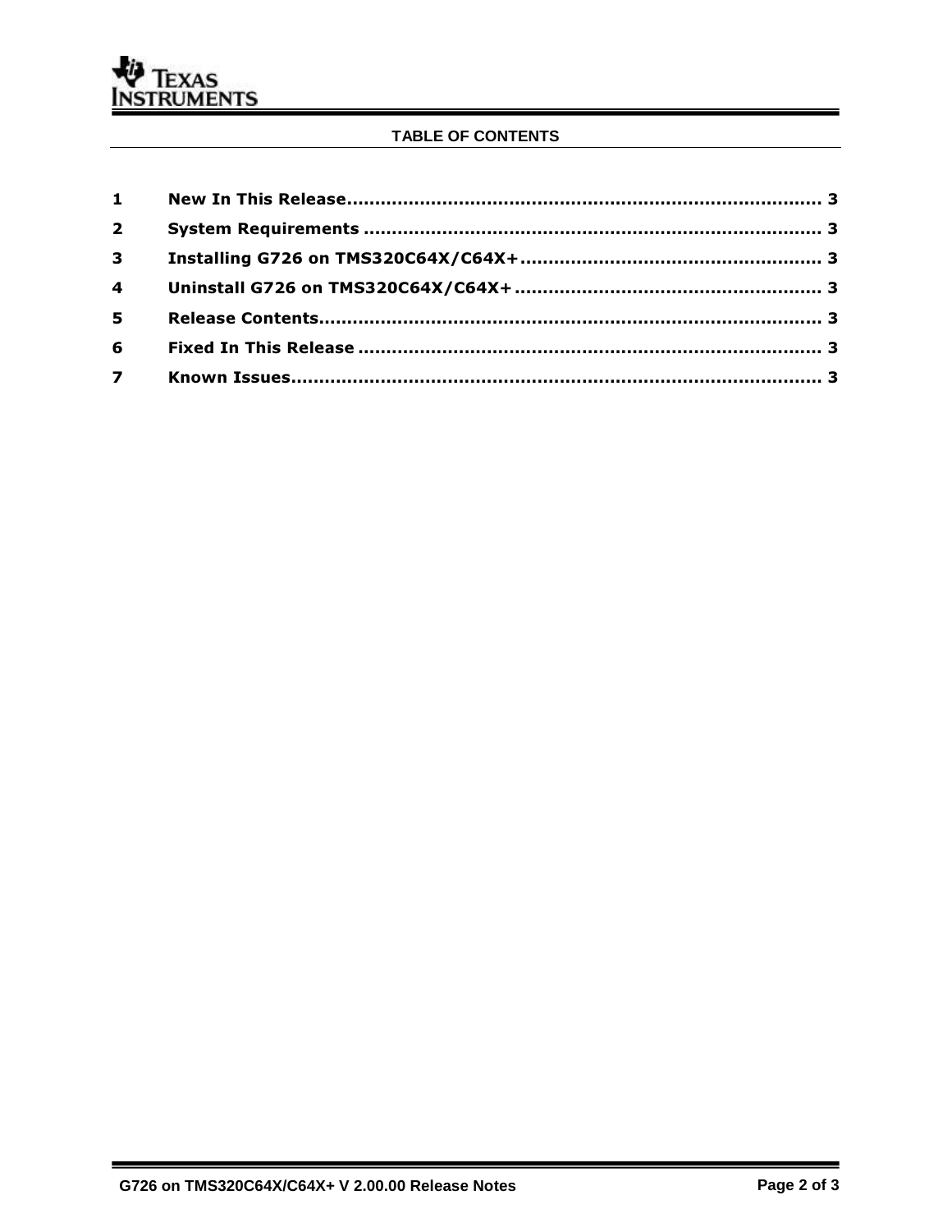## TABLE OF CONTENTS

| | | |
|---|---|---|
| 1 | New In This Release | 3 |
| 2 | System Requirements | 3 |
| 3 | Installing G726 on TMS320C64X/C64X+ | 3 |
| 4 | Uninstall G726 on TMS320C64X/C64X+ | 3 |
| 5 | Release Contents | 3 |
| 6 | Fixed In This Release | 3 |
| 7 | Known Issues | 3 |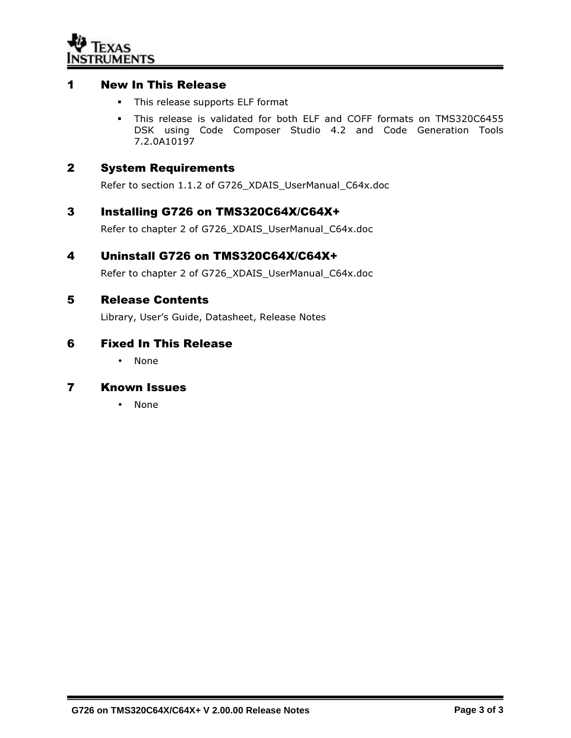# 1 New In This Release

- This release supports ELF format
- This release is validated for both ELF and COFF formats on TMS320C6455 DSK using Code Composer Studio 4.2 and Code Generation Tools 7.2.0A10197

# 2 System Requirements

Refer to section 1.1.2 of G726_XDAIS_UserManual_C64x.doc

# 3 Installing G726 on TMS320C64X/C64X+

Refer to chapter 2 of G726_XDAIS_UserManual_C64x.doc

# 4 Uninstall G726 on TMS320C64X/C64X+

Refer to chapter 2 of G726_XDAIS_UserManual_C64x.doc

# 5 Release Contents

Library, User's Guide, Datasheet, Release Notes

# 6 Fixed In This Release

- None

# 7 Known Issues

- None